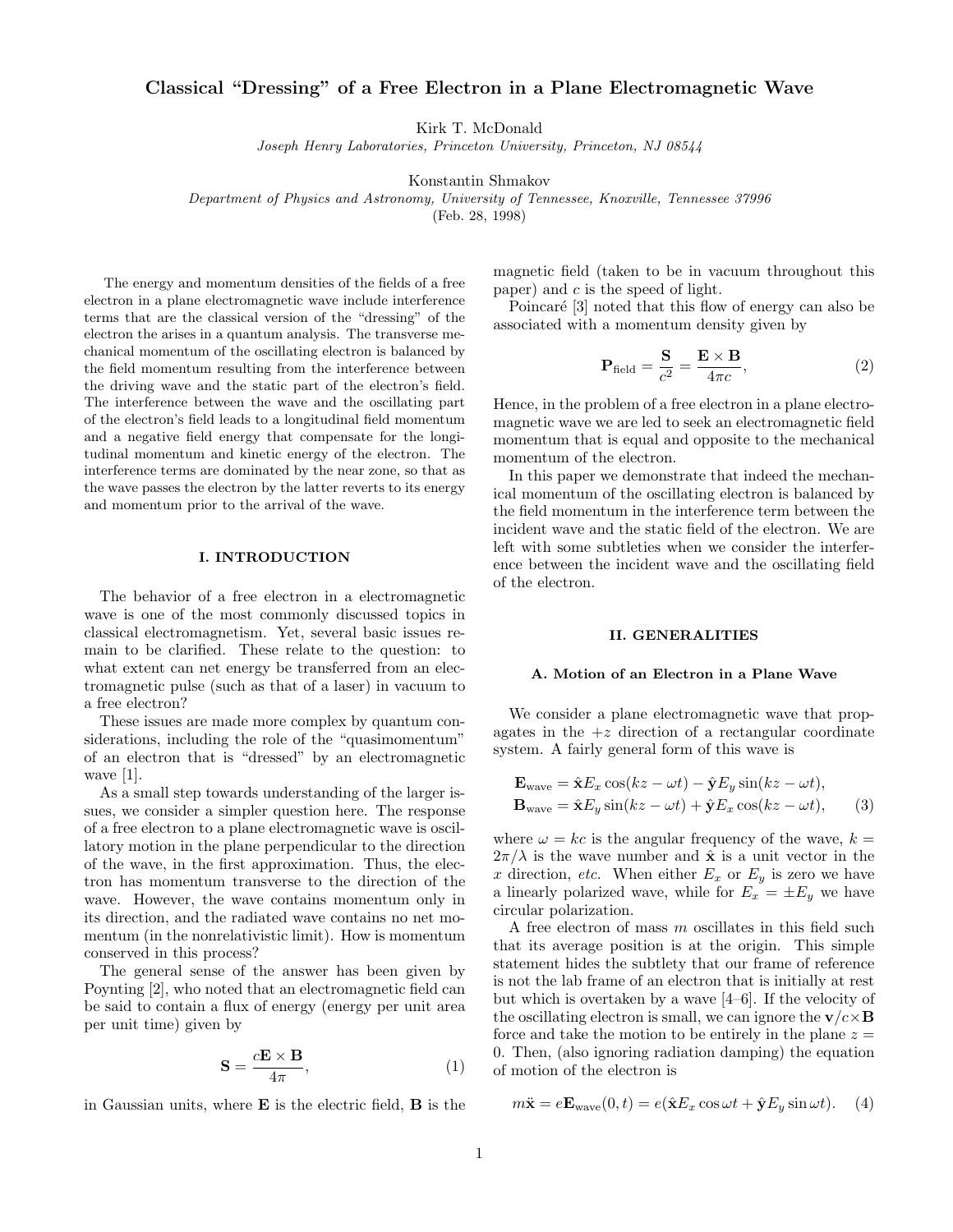# Classical "Dressing" of a Free Electron in a Plane Electromagnetic Wave

Kirk T. McDonald
*Joseph Henry Laboratories, Princeton University, Princeton, NJ 08544*

Konstantin Shmakov
*Department of Physics and Astronomy, University of Tennessee, Knoxville, Tennessee 37996*
(Feb. 28, 1998)

The energy and momentum densities of the fields of a free electron in a plane electromagnetic wave include interference terms that are the classical version of the "dressing" of the electron the arises in a quantum analysis. The transverse mechanical momentum of the oscillating electron is balanced by the field momentum resulting from the interference between the driving wave and the static part of the electron's field. The interference between the wave and the oscillating part of the electron's field leads to a longitudinal field momentum and a negative field energy that compensate for the longitudinal momentum and kinetic energy of the electron. The interference terms are dominated by the near zone, so that as the wave passes the electron by the latter reverts to its energy and momentum prior to the arrival of the wave.

## I. INTRODUCTION

The behavior of a free electron in a electromagnetic wave is one of the most commonly discussed topics in classical electromagnetism. Yet, several basic issues remain to be clarified. These relate to the question: to what extent can net energy be transferred from an electromagnetic pulse (such as that of a laser) in vacuum to a free electron?

These issues are made more complex by quantum considerations, including the role of the "quasimomentum" of an electron that is "dressed" by an electromagnetic wave [1].

As a small step towards understanding of the larger issues, we consider a simpler question here. The response of a free electron to a plane electromagnetic wave is oscillatory motion in the plane perpendicular to the direction of the wave, in the first approximation. Thus, the electron has momentum transverse to the direction of the wave. However, the wave contains momentum only in its direction, and the radiated wave contains no net momentum (in the nonrelativistic limit). How is momentum conserved in this process?

The general sense of the answer has been given by Poynting [2], who noted that an electromagnetic field can be said to contain a flux of energy (energy per unit area per unit time) given by

$$\mathbf{S} = \frac{c\mathbf{E}\times\mathbf{B}}{4\pi}, \tag{1}$$

in Gaussian units, where $\mathbf{E}$ is the electric field, $\mathbf{B}$ is the magnetic field (taken to be in vacuum throughout this paper) and $c$ is the speed of light.

Poincaré [3] noted that this flow of energy can also be associated with a momentum density given by

$$\mathbf{P}_{\text{field}} = \frac{\mathbf{S}}{c^2} = \frac{\mathbf{E}\times\mathbf{B}}{4\pi c}, \tag{2}$$

Hence, in the problem of a free electron in a plane electromagnetic wave we are led to seek an electromagnetic field momentum that is equal and opposite to the mechanical momentum of the electron.

In this paper we demonstrate that indeed the mechanical momentum of the oscillating electron is balanced by the field momentum in the interference term between the incident wave and the static field of the electron. We are left with some subtleties when we consider the interference between the incident wave and the oscillating field of the electron.

## II. GENERALITIES

### A. Motion of an Electron in a Plane Wave

We consider a plane electromagnetic wave that propagates in the $+z$ direction of a rectangular coordinate system. A fairly general form of this wave is

$$\mathbf{E}_{\text{wave}} = \hat{\mathbf{x}}E_x\cos(kz-\omega t) - \hat{\mathbf{y}}E_y\sin(kz-\omega t),$$
$$\mathbf{B}_{\text{wave}} = \hat{\mathbf{x}}E_y\sin(kz-\omega t) + \hat{\mathbf{y}}E_x\cos(kz-\omega t), \tag{3}$$

where $\omega = kc$ is the angular frequency of the wave, $k = 2\pi/\lambda$ is the wave number and $\hat{\mathbf{x}}$ is a unit vector in the $x$ direction, *etc.* When either $E_x$ or $E_y$ is zero we have a linearly polarized wave, while for $E_x = \pm E_y$ we have circular polarization.

A free electron of mass $m$ oscillates in this field such that its average position is at the origin. This simple statement hides the subtlety that our frame of reference is not the lab frame of an electron that is initially at rest but which is overtaken by a wave [4–6]. If the velocity of the oscillating electron is small, we can ignore the $\mathbf{v}/c\times\mathbf{B}$ force and take the motion to be entirely in the plane $z = 0$. Then, (also ignoring radiation damping) the equation of motion of the electron is

$$m\ddot{\mathbf{x}} = e\mathbf{E}_{\text{wave}}(0,t) = e(\hat{\mathbf{x}}E_x\cos\omega t + \hat{\mathbf{y}}E_y\sin\omega t). \tag{4}$$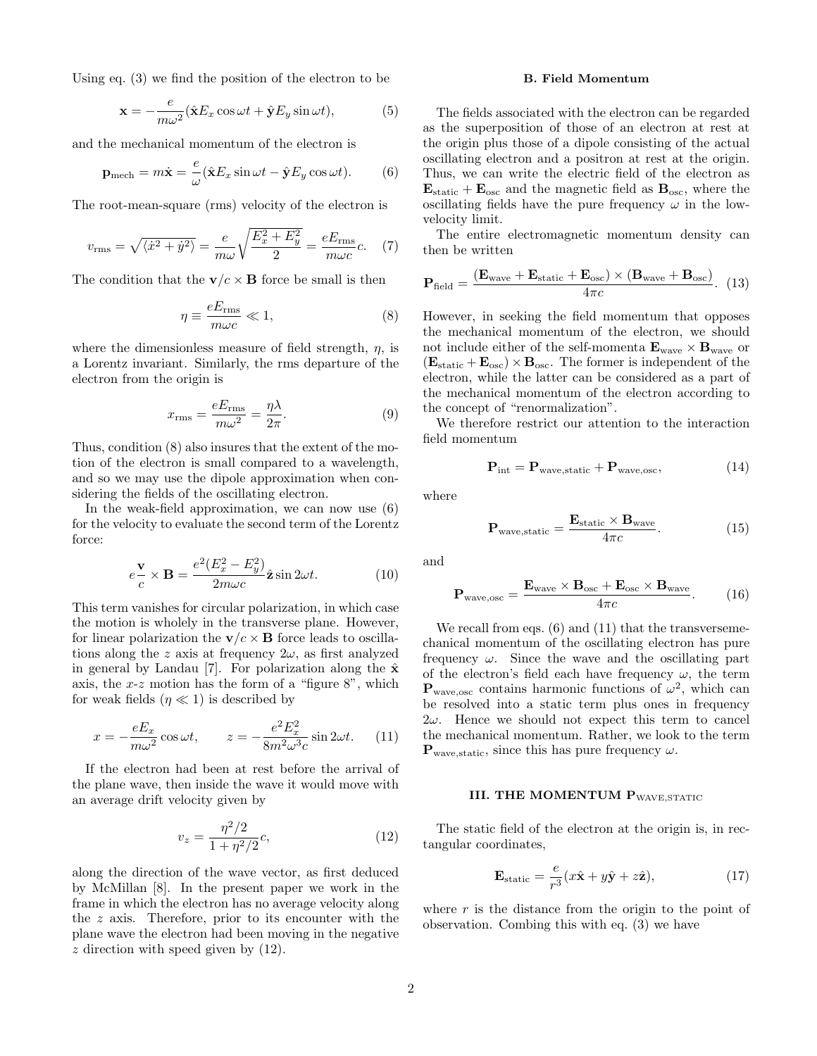Using eq. (3) we find the position of the electron to be

$$\mathbf{x} = -\frac{e}{m\omega^2}(\hat{\mathbf{x}} E_x \cos\omega t + \hat{\mathbf{y}} E_y \sin\omega t), \tag{5}$$

and the mechanical momentum of the electron is

$$\mathbf{p}_{\rm mech} = m\dot{\mathbf{x}} = \frac{e}{\omega}(\hat{\mathbf{x}} E_x \sin\omega t - \hat{\mathbf{y}} E_y \cos\omega t). \tag{6}$$

The root-mean-square (rms) velocity of the electron is

$$v_{\rm rms} = \sqrt{\langle \dot{x}^2 + \dot{y}^2 \rangle} = \frac{e}{m\omega}\sqrt{\frac{E_x^2 + E_y^2}{2}} = \frac{eE_{\rm rms}}{m\omega c}c. \tag{7}$$

The condition that the $\mathbf{v}/c \times \mathbf{B}$ force be small is then

$$\eta \equiv \frac{eE_{\rm rms}}{m\omega c} \ll 1, \tag{8}$$

where the dimensionless measure of field strength, $\eta$, is a Lorentz invariant. Similarly, the rms departure of the electron from the origin is

$$x_{\rm rms} = \frac{eE_{\rm rms}}{m\omega^2} = \frac{\eta\lambda}{2\pi}. \tag{9}$$

Thus, condition (8) also insures that the extent of the motion of the electron is small compared to a wavelength, and so we may use the dipole approximation when considering the fields of the oscillating electron.

In the weak-field approximation, we can now use (6) for the velocity to evaluate the second term of the Lorentz force:

$$e\frac{\mathbf{v}}{c} \times \mathbf{B} = \frac{e^2(E_x^2 - E_y^2)}{2m\omega c}\hat{\mathbf{z}} \sin 2\omega t. \tag{10}$$

This term vanishes for circular polarization, in which case the motion is wholely in the transverse plane. However, for linear polarization the $\mathbf{v}/c \times \mathbf{B}$ force leads to oscillations along the $z$ axis at frequency $2\omega$, as first analyzed in general by Landau [7]. For polarization along the $\hat{\mathbf{x}}$ axis, the $x$-$z$ motion has the form of a "figure 8", which for weak fields ($\eta \ll 1$) is described by

$$x = -\frac{eE_x}{m\omega^2}\cos\omega t, \qquad z = -\frac{e^2 E_x^2}{8m^2\omega^3 c}\sin 2\omega t. \tag{11}$$

If the electron had been at rest before the arrival of the plane wave, then inside the wave it would move with an average drift velocity given by

$$v_z = \frac{\eta^2/2}{1 + \eta^2/2}c, \tag{12}$$

along the direction of the wave vector, as first deduced by McMillan [8]. In the present paper we work in the frame in which the electron has no average velocity along the $z$ axis. Therefore, prior to its encounter with the plane wave the electron had been moving in the negative $z$ direction with speed given by (12).

## B. Field Momentum

The fields associated with the electron can be regarded as the superposition of those of an electron at rest at the origin plus those of a dipole consisting of the actual oscillating electron and a positron at rest at the origin. Thus, we can write the electric field of the electron as $\mathbf{E}_{\rm static} + \mathbf{E}_{\rm osc}$ and the magnetic field as $\mathbf{B}_{\rm osc}$, where the oscillating fields have the pure frequency $\omega$ in the low-velocity limit.

The entire electromagnetic momentum density can then be written

$$\mathbf{P}_{\rm field} = \frac{(\mathbf{E}_{\rm wave} + \mathbf{E}_{\rm static} + \mathbf{E}_{\rm osc}) \times (\mathbf{B}_{\rm wave} + \mathbf{B}_{\rm osc})}{4\pi c}. \tag{13}$$

However, in seeking the field momentum that opposes the mechanical momentum of the electron, we should not include either of the self-momenta $\mathbf{E}_{\rm wave} \times \mathbf{B}_{\rm wave}$ or $(\mathbf{E}_{\rm static} + \mathbf{E}_{\rm osc}) \times \mathbf{B}_{\rm osc}$. The former is independent of the electron, while the latter can be considered as a part of the mechanical momentum of the electron according to the concept of "renormalization".

We therefore restrict our attention to the interaction field momentum

$$\mathbf{P}_{\rm int} = \mathbf{P}_{\rm wave,static} + \mathbf{P}_{\rm wave,osc}, \tag{14}$$

where

$$\mathbf{P}_{\rm wave,static} = \frac{\mathbf{E}_{\rm static} \times \mathbf{B}_{\rm wave}}{4\pi c}. \tag{15}$$

and

$$\mathbf{P}_{\rm wave,osc} = \frac{\mathbf{E}_{\rm wave} \times \mathbf{B}_{\rm osc} + \mathbf{E}_{\rm osc} \times \mathbf{B}_{\rm wave}}{4\pi c}. \tag{16}$$

We recall from eqs. (6) and (11) that the transversemechanical momentum of the oscillating electron has pure frequency $\omega$. Since the wave and the oscillating part of the electron's field each have frequency $\omega$, the term $\mathbf{P}_{\rm wave,osc}$ contains harmonic functions of $\omega^2$, which can be resolved into a static term plus ones in frequency $2\omega$. Hence we should not expect this term to cancel the mechanical momentum. Rather, we look to the term $\mathbf{P}_{\rm wave,static}$, since this has pure frequency $\omega$.

## III. THE MOMENTUM $\mathbf{P}_{\rm WAVE,STATIC}$

The static field of the electron at the origin is, in rectangular coordinates,

$$\mathbf{E}_{\rm static} = \frac{e}{r^3}(x\hat{\mathbf{x}} + y\hat{\mathbf{y}} + z\hat{\mathbf{z}}), \tag{17}$$

where $r$ is the distance from the origin to the point of observation. Combing this with eq. (3) we have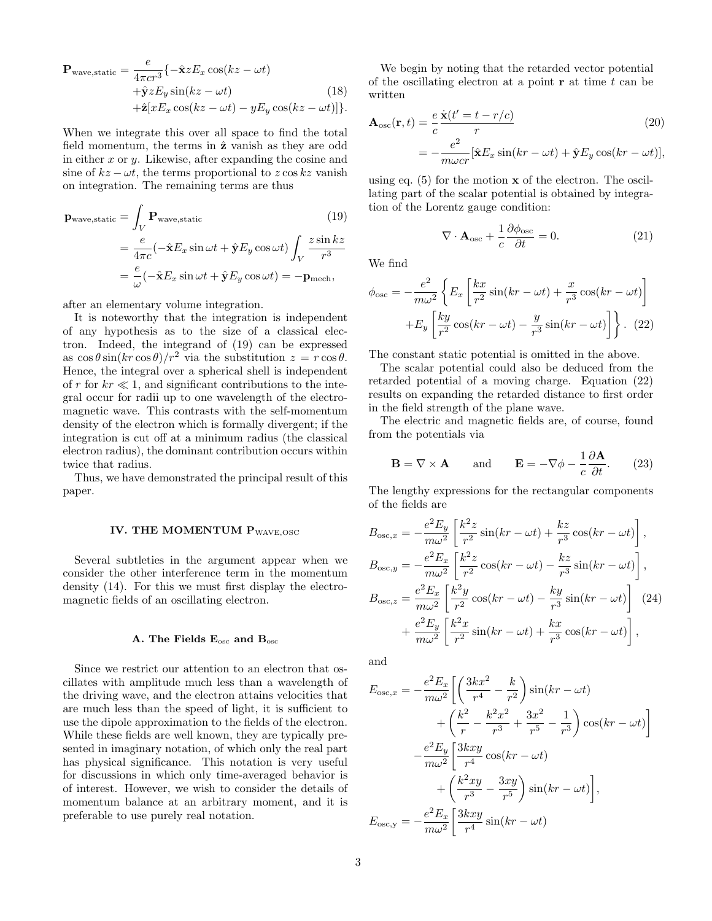$$\mathbf{P}_{\text{wave,static}} = \frac{e}{4\pi c r^3}\{-\hat{\mathbf{x}} z E_x \cos(kz - \omega t) + \hat{\mathbf{y}} z E_y \sin(kz - \omega t) + \hat{\mathbf{z}}[x E_x \cos(kz - \omega t) - y E_y \cos(kz - \omega t)]\}. \tag{18}$$

When we integrate this over all space to find the total field momentum, the terms in $\hat{\mathbf{z}}$ vanish as they are odd in either $x$ or $y$. Likewise, after expanding the cosine and sine of $kz - \omega t$, the terms proportional to $z \cos kz$ vanish on integration. The remaining terms are thus

$$\begin{aligned}
\mathbf{p}_{\text{wave,static}} &= \int_V \mathbf{P}_{\text{wave,static}} \qquad (19) \\
&= \frac{e}{4\pi c}(-\hat{\mathbf{x}} E_x \sin \omega t + \hat{\mathbf{y}} E_y \cos \omega t) \int_V \frac{z \sin kz}{r^3} \\
&= \frac{e}{\omega}(-\hat{\mathbf{x}} E_x \sin \omega t + \hat{\mathbf{y}} E_y \cos \omega t) = -\mathbf{p}_{\text{mech}},
\end{aligned}$$

after an elementary volume integration.

It is noteworthy that the integration is independent of any hypothesis as to the size of a classical electron. Indeed, the integrand of (19) can be expressed as $\cos\theta \sin(kr\cos\theta)/r^2$ via the substitution $z = r\cos\theta$. Hence, the integral over a spherical shell is independent of $r$ for $kr \ll 1$, and significant contributions to the integral occur for radii up to one wavelength of the electromagnetic wave. This contrasts with the self-momentum density of the electron which is formally divergent; if the integration is cut off at a minimum radius (the classical electron radius), the dominant contribution occurs within twice that radius.

Thus, we have demonstrated the principal result of this paper.

## IV. THE MOMENTUM $\mathbf{P}_{\text{WAVE,OSC}}$

Several subtleties in the argument appear when we consider the other interference term in the momentum density (14). For this we must first display the electromagnetic fields of an oscillating electron.

### A. The Fields $\mathbf{E}_{\text{osc}}$ and $\mathbf{B}_{\text{osc}}$

Since we restrict our attention to an electron that oscillates with amplitude much less than a wavelength of the driving wave, and the electron attains velocities that are much less than the speed of light, it is sufficient to use the dipole approximation to the fields of the electron. While these fields are well known, they are typically presented in imaginary notation, of which only the real part has physical significance. This notation is very useful for discussions in which only time-averaged behavior is of interest. However, we wish to consider the details of momentum balance at an arbitrary moment, and it is preferable to use purely real notation.

We begin by noting that the retarded vector potential of the oscillating electron at a point $\mathbf{r}$ at time $t$ can be written

$$\begin{aligned}
\mathbf{A}_{\text{osc}}(\mathbf{r}, t) &= \frac{e}{c}\frac{\dot{\mathbf{x}}(t' = t - r/c)}{r} \qquad (20) \\
&= -\frac{e^2}{m\omega c r}[\hat{\mathbf{x}} E_x \sin(kr - \omega t) + \hat{\mathbf{y}} E_y \cos(kr - \omega t)],
\end{aligned}$$

using eq. (5) for the motion $\mathbf{x}$ of the electron. The oscillating part of the scalar potential is obtained by integration of the Lorentz gauge condition:

$$\nabla \cdot \mathbf{A}_{\text{osc}} + \frac{1}{c}\frac{\partial \phi_{\text{osc}}}{\partial t} = 0. \tag{21}$$

We find

$$\phi_{\text{osc}} = -\frac{e^2}{m\omega^2}\left\{ E_x \left[\frac{kx}{r^2}\sin(kr - \omega t) + \frac{x}{r^3}\cos(kr - \omega t)\right] + E_y \left[\frac{ky}{r^2}\cos(kr - \omega t) - \frac{y}{r^3}\sin(kr - \omega t)\right]\right\}. \tag{22}$$

The constant static potential is omitted in the above.

The scalar potential could also be deduced from the retarded potential of a moving charge. Equation (22) results on expanding the retarded distance to first order in the field strength of the plane wave.

The electric and magnetic fields are, of course, found from the potentials via

$$\mathbf{B} = \nabla \times \mathbf{A} \qquad \text{and} \qquad \mathbf{E} = -\nabla\phi - \frac{1}{c}\frac{\partial \mathbf{A}}{\partial t}. \tag{23}$$

The lengthy expressions for the rectangular components of the fields are

$$\begin{aligned}
B_{\text{osc},x} &= -\frac{e^2 E_y}{m\omega^2}\left[\frac{k^2 z}{r^2}\sin(kr - \omega t) + \frac{kz}{r^3}\cos(kr - \omega t)\right], \\
B_{\text{osc},y} &= -\frac{e^2 E_x}{m\omega^2}\left[\frac{k^2 z}{r^2}\cos(kr - \omega t) - \frac{kz}{r^3}\sin(kr - \omega t)\right], \\
B_{\text{osc},z} &= \frac{e^2 E_x}{m\omega^2}\left[\frac{k^2 y}{r^2}\cos(kr - \omega t) - \frac{ky}{r^3}\sin(kr - \omega t)\right] \qquad (24) \\
&\quad + \frac{e^2 E_y}{m\omega^2}\left[\frac{k^2 x}{r^2}\sin(kr - \omega t) + \frac{kx}{r^3}\cos(kr - \omega t)\right],
\end{aligned}$$

and

$$\begin{aligned}
E_{\text{osc},x} = &-\frac{e^2 E_x}{m\omega^2}\left[\left(\frac{3kx^2}{r^4} - \frac{k}{r^2}\right)\sin(kr - \omega t) + \left(\frac{k^2}{r} - \frac{k^2 x^2}{r^3} + \frac{3x^2}{r^5} - \frac{1}{r^3}\right)\cos(kr - \omega t)\right] \\
&-\frac{e^2 E_y}{m\omega^2}\left[\frac{3kxy}{r^4}\cos(kr - \omega t) + \left(\frac{k^2 xy}{r^3} - \frac{3xy}{r^5}\right)\sin(kr - \omega t)\right], \\
E_{\text{osc,y}} = &-\frac{e^2 E_x}{m\omega^2}\left[\frac{3kxy}{r^4}\sin(kr - \omega t)\right.
\end{aligned}$$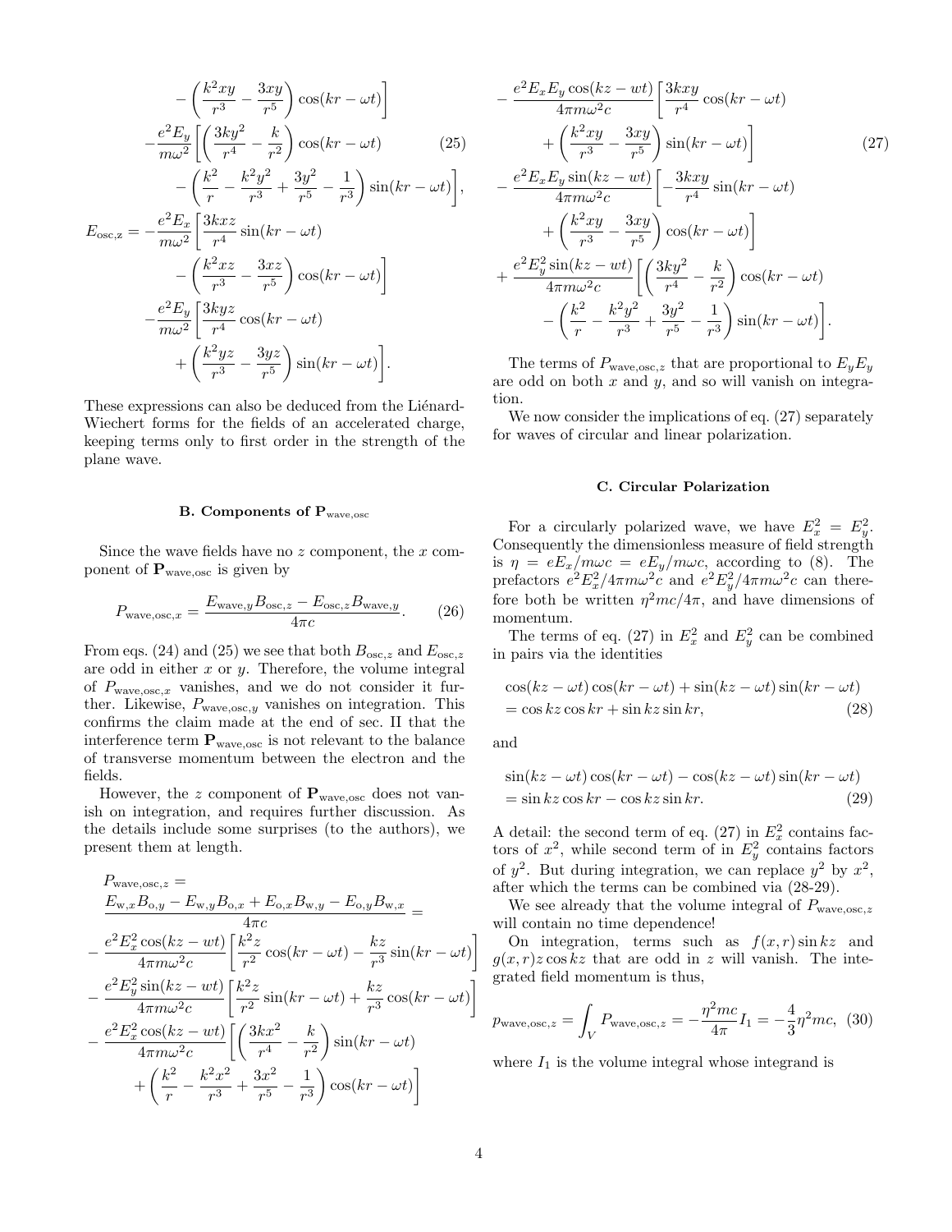$$
\begin{aligned}
&\qquad - \left(\frac{k^2 xy}{r^3} - \frac{3xy}{r^5}\right)\cos(kr-\omega t)\Bigg] \\
&- \frac{e^2 E_y}{m\omega^2}\Bigg[\left(\frac{3ky^2}{r^4} - \frac{k}{r^2}\right)\cos(kr-\omega t) \qquad (25)\\
&\qquad - \left(\frac{k^2}{r} - \frac{k^2 y^2}{r^3} + \frac{3y^2}{r^5} - \frac{1}{r^3}\right)\sin(kr-\omega t)\Bigg],
\end{aligned}
$$

$$
\begin{aligned}
E_{\rm osc,z} = &-\frac{e^2 E_x}{m\omega^2}\Bigg[\frac{3kxz}{r^4}\sin(kr-\omega t) \\
&\qquad - \left(\frac{k^2 xz}{r^3} - \frac{3xz}{r^5}\right)\cos(kr-\omega t)\Bigg] \\
&-\frac{e^2 E_y}{m\omega^2}\Bigg[\frac{3kyz}{r^4}\cos(kr-\omega t) \\
&\qquad + \left(\frac{k^2 yz}{r^3} - \frac{3yz}{r^5}\right)\sin(kr-\omega t)\Bigg].
\end{aligned}
$$

These expressions can also be deduced from the Liénard-Wiechert forms for the fields of an accelerated charge, keeping terms only to first order in the strength of the plane wave.

### B. Components of $\mathbf{P}_{\rm wave,osc}$

Since the wave fields have no $z$ component, the $x$ component of $\mathbf{P}_{\rm wave,osc}$ is given by

$$
P_{\rm wave,osc,\it x} = \frac{E_{{\rm wave},y} B_{{\rm osc},z} - E_{{\rm osc},z} B_{{\rm wave},y}}{4\pi c}. \qquad (26)
$$

From eqs. (24) and (25) we see that both $B_{{\rm osc},z}$ and $E_{{\rm osc},z}$ are odd in either $x$ or $y$. Therefore, the volume integral of $P_{{\rm wave,osc},x}$ vanishes, and we do not consider it further. Likewise, $P_{{\rm wave,osc},y}$ vanishes on integration. This confirms the claim made at the end of sec. II that the interference term $\mathbf{P}_{\rm wave,osc}$ is not relevant to the balance of transverse momentum between the electron and the fields.

However, the $z$ component of $\mathbf{P}_{\rm wave,osc}$ does not vanish on integration, and requires further discussion. As the details include some surprises (to the authors), we present them at length.

$$
\begin{aligned}
&P_{{\rm wave,osc},z} = \\
&\frac{E_{{\rm w},x}B_{{\rm o},y} - E_{{\rm w},y}B_{{\rm o},x} + E_{{\rm o},x}B_{{\rm w},y} - E_{{\rm o},y}B_{{\rm w},x}}{4\pi c} = \\
&-\frac{e^2 E_x^2 \cos(kz-wt)}{4\pi m\omega^2 c}\left[\frac{k^2 z}{r^2}\cos(kr-\omega t) - \frac{kz}{r^3}\sin(kr-\omega t)\right] \\
&-\frac{e^2 E_y^2 \sin(kz-wt)}{4\pi m\omega^2 c}\left[\frac{k^2 z}{r^2}\sin(kr-\omega t) + \frac{kz}{r^3}\cos(kr-\omega t)\right] \\
&-\frac{e^2 E_x^2 \cos(kz-wt)}{4\pi m\omega^2 c}\Bigg[\left(\frac{3kx^2}{r^4} - \frac{k}{r^2}\right)\sin(kr-\omega t) \\
&\qquad + \left(\frac{k^2}{r} - \frac{k^2 x^2}{r^3} + \frac{3x^2}{r^5} - \frac{1}{r^3}\right)\cos(kr-\omega t)\Bigg] \\
&-\frac{e^2 E_x E_y \cos(kz-wt)}{4\pi m\omega^2 c}\Bigg[\frac{3kxy}{r^4}\cos(kr-\omega t) \\
&\qquad + \left(\frac{k^2 xy}{r^3} - \frac{3xy}{r^5}\right)\sin(kr-\omega t)\Bigg] \qquad (27)\\
&-\frac{e^2 E_x E_y \sin(kz-wt)}{4\pi m\omega^2 c}\Bigg[-\frac{3kxy}{r^4}\sin(kr-\omega t) \\
&\qquad + \left(\frac{k^2 xy}{r^3} - \frac{3xy}{r^5}\right)\cos(kr-\omega t)\Bigg] \\
&+\frac{e^2 E_y^2 \sin(kz-wt)}{4\pi m\omega^2 c}\Bigg[\left(\frac{3ky^2}{r^4} - \frac{k}{r^2}\right)\cos(kr-\omega t) \\
&\qquad - \left(\frac{k^2}{r} - \frac{k^2 y^2}{r^3} + \frac{3y^2}{r^5} - \frac{1}{r^3}\right)\sin(kr-\omega t)\Bigg].
\end{aligned}
$$

The terms of $P_{{\rm wave,osc},z}$ that are proportional to $E_y E_y$ are odd on both $x$ and $y$, and so will vanish on integration.

We now consider the implications of eq. (27) separately for waves of circular and linear polarization.

### C. Circular Polarization

For a circularly polarized wave, we have $E_x^2 = E_y^2$. Consequently the dimensionless measure of field strength is $\eta = eE_x/m\omega c = eE_y/m\omega c$, according to (8). The prefactors $e^2E_x^2/4\pi m\omega^2 c$ and $e^2E_y^2/4\pi m\omega^2 c$ can therefore both be written $\eta^2 mc/4\pi$, and have dimensions of momentum.

The terms of eq. (27) in $E_x^2$ and $E_y^2$ can be combined in pairs via the identities

$$
\begin{aligned}
&\cos(kz-\omega t)\cos(kr-\omega t) + \sin(kz-\omega t)\sin(kr-\omega t) \\
&= \cos kz \cos kr + \sin kz \sin kr, \qquad (28)
\end{aligned}
$$

and

$$
\begin{aligned}
&\sin(kz-\omega t)\cos(kr-\omega t) - \cos(kz-\omega t)\sin(kr-\omega t) \\
&= \sin kz \cos kr - \cos kz \sin kr. \qquad (29)
\end{aligned}
$$

A detail: the second term of eq. (27) in $E_x^2$ contains factors of $x^2$, while second term of in $E_y^2$ contains factors of $y^2$. But during integration, we can replace $y^2$ by $x^2$, after which the terms can be combined via (28-29).

We see already that the volume integral of $P_{{\rm wave,osc},z}$ will contain no time dependence!

On integration, terms such as $f(x,r)\sin kz$ and $g(x,r)z\cos kz$ that are odd in $z$ will vanish. The integrated field momentum is thus,

$$
p_{{\rm wave,osc},z} = \int_V P_{{\rm wave,osc},z} = -\frac{\eta^2 mc}{4\pi} I_1 = -\frac{4}{3}\eta^2 mc, \quad (30)
$$

where $I_1$ is the volume integral whose integrand is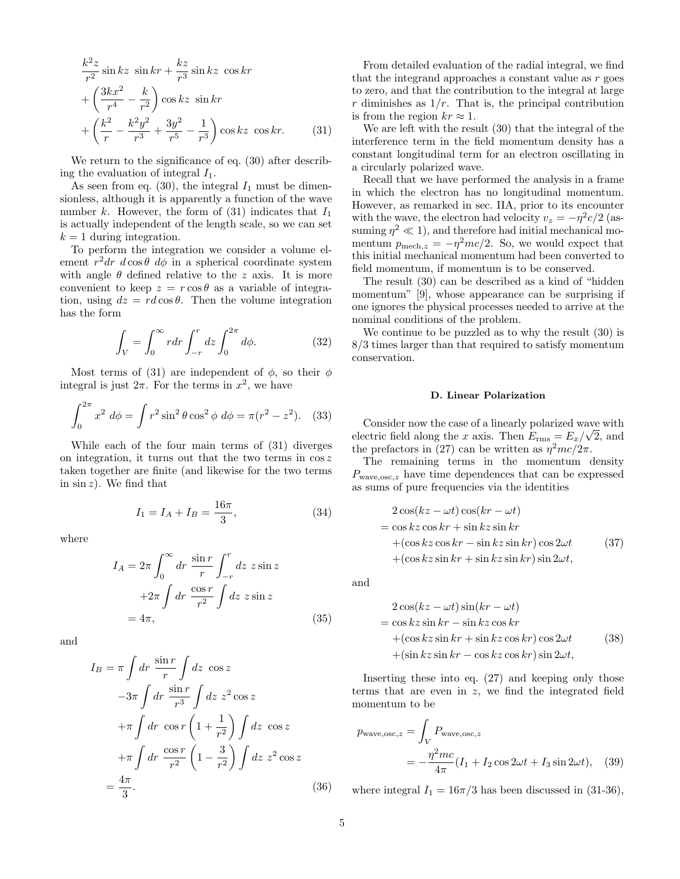$$
\begin{aligned}
&\frac{k^2 z}{r^2}\sin kz\ \sin kr + \frac{kz}{r^3}\sin kz\ \cos kr \\
&+\left(\frac{3kx^2}{r^4} - \frac{k}{r^2}\right)\cos kz\ \sin kr \\
&+\left(\frac{k^2}{r} - \frac{k^2 y^2}{r^3} + \frac{3y^2}{r^5} - \frac{1}{r^3}\right)\cos kz\ \cos kr. \qquad (31)
\end{aligned}
$$

We return to the significance of eq. (30) after describing the evaluation of integral $I_1$.

As seen from eq. (30), the integral $I_1$ must be dimensionless, although it is apparently a function of the wave number $k$. However, the form of (31) indicates that $I_1$ is actually independent of the length scale, so we can set $k = 1$ during integration.

To perform the integration we consider a volume element $r^2 dr\ d\cos\theta\ d\phi$ in a spherical coordinate system with angle $\theta$ defined relative to the $z$ axis. It is more convenient to keep $z = r\cos\theta$ as a variable of integration, using $dz = r d\cos\theta$. Then the volume integration has the form

$$
\int_V = \int_0^\infty r dr \int_{-r}^{r} dz \int_0^{2\pi} d\phi. \qquad (32)
$$

Most terms of (31) are independent of $\phi$, so their $\phi$ integral is just $2\pi$. For the terms in $x^2$, we have

$$
\int_0^{2\pi} x^2\ d\phi = \int r^2 \sin^2\theta \cos^2\phi\ d\phi = \pi(r^2 - z^2). \qquad (33)
$$

While each of the four main terms of (31) diverges on integration, it turns out that the two terms in $\cos z$ taken together are finite (and likewise for the two terms in $\sin z$). We find that

$$
I_1 = I_A + I_B = \frac{16\pi}{3}, \qquad (34)
$$

where

$$
\begin{aligned}
I_A &= 2\pi \int_0^\infty dr\ \frac{\sin r}{r} \int_{-r}^{r} dz\ z \sin z \\
&\quad + 2\pi \int dr\ \frac{\cos r}{r^2} \int dz\ z\sin z \\
&= 4\pi, \qquad (35)
\end{aligned}
$$

and

$$
\begin{aligned}
I_B &= \pi \int dr\ \frac{\sin r}{r} \int dz\ \cos z \\
&\quad -3\pi \int dr\ \frac{\sin r}{r^3} \int dz\ z^2 \cos z \\
&\quad +\pi \int dr\ \cos r \left(1 + \frac{1}{r^2}\right) \int dz\ \cos z \\
&\quad +\pi \int dr\ \frac{\cos r}{r^2}\left(1 - \frac{3}{r^2}\right) \int dz\ z^2 \cos z \\
&= \frac{4\pi}{3}. \qquad (36)
\end{aligned}
$$

From detailed evaluation of the radial integral, we find that the integrand approaches a constant value as $r$ goes to zero, and that the contribution to the integral at large $r$ diminishes as $1/r$. That is, the principal contribution is from the region $kr \approx 1$.

We are left with the result (30) that the integral of the interference term in the field momentum density has a constant longitudinal term for an electron oscillating in a circularly polarized wave.

Recall that we have performed the analysis in a frame in which the electron has no longitudinal momentum. However, as remarked in sec. IIA, prior to its encounter with the wave, the electron had velocity $v_z = -\eta^2 c/2$ (assuming $\eta^2 \ll 1$), and therefore had initial mechanical momentum $p_{\mathrm{mech},z} = -\eta^2 mc/2$. So, we would expect that this initial mechanical momentum had been converted to field momentum, if momentum is to be conserved.

The result (30) can be described as a kind of "hidden momentum" [9], whose appearance can be surprising if one ignores the physical processes needed to arrive at the nominal conditions of the problem.

We continue to be puzzled as to why the result (30) is 8/3 times larger than that required to satisfy momentum conservation.

### D. Linear Polarization

Consider now the case of a linearly polarized wave with electric field along the $x$ axis. Then $E_{\mathrm{rms}} = E_x/\sqrt{2}$, and the prefactors in (27) can be written as $\eta^2 mc/2\pi$.

The remaining terms in the momentum density $P_{\mathrm{wave,osc},z}$ have time dependences that can be expressed as sums of pure frequencies via the identities

$$
\begin{aligned}
&2\cos(kz - \omega t)\cos(kr - \omega t) \\
&= \cos kz \cos kr + \sin kz \sin kr \\
&\quad +(\cos kz \cos kr - \sin kz \sin kr)\cos 2\omega t \qquad (37)\\
&\quad +(\cos kz \sin kr + \sin kz \sin kr)\sin 2\omega t,
\end{aligned}
$$

and

$$
\begin{aligned}
&2\cos(kz - \omega t)\sin(kr - \omega t) \\
&= \cos kz \sin kr - \sin kz \cos kr \\
&\quad +(\cos kz \sin kr + \sin kz \cos kr)\cos 2\omega t \qquad (38)\\
&\quad +(\sin kz \sin kr - \cos kz \cos kr)\sin 2\omega t,
\end{aligned}
$$

Inserting these into eq. (27) and keeping only those terms that are even in $z$, we find the integrated field momentum to be

$$
\begin{aligned}
p_{\mathrm{wave,osc},z} &= \int_V P_{\mathrm{wave,osc},z} \\
&= -\frac{\eta^2 mc}{4\pi}(I_1 + I_2\cos 2\omega t + I_3 \sin 2\omega t), \qquad (39)
\end{aligned}
$$

where integral $I_1 = 16\pi/3$ has been discussed in (31-36),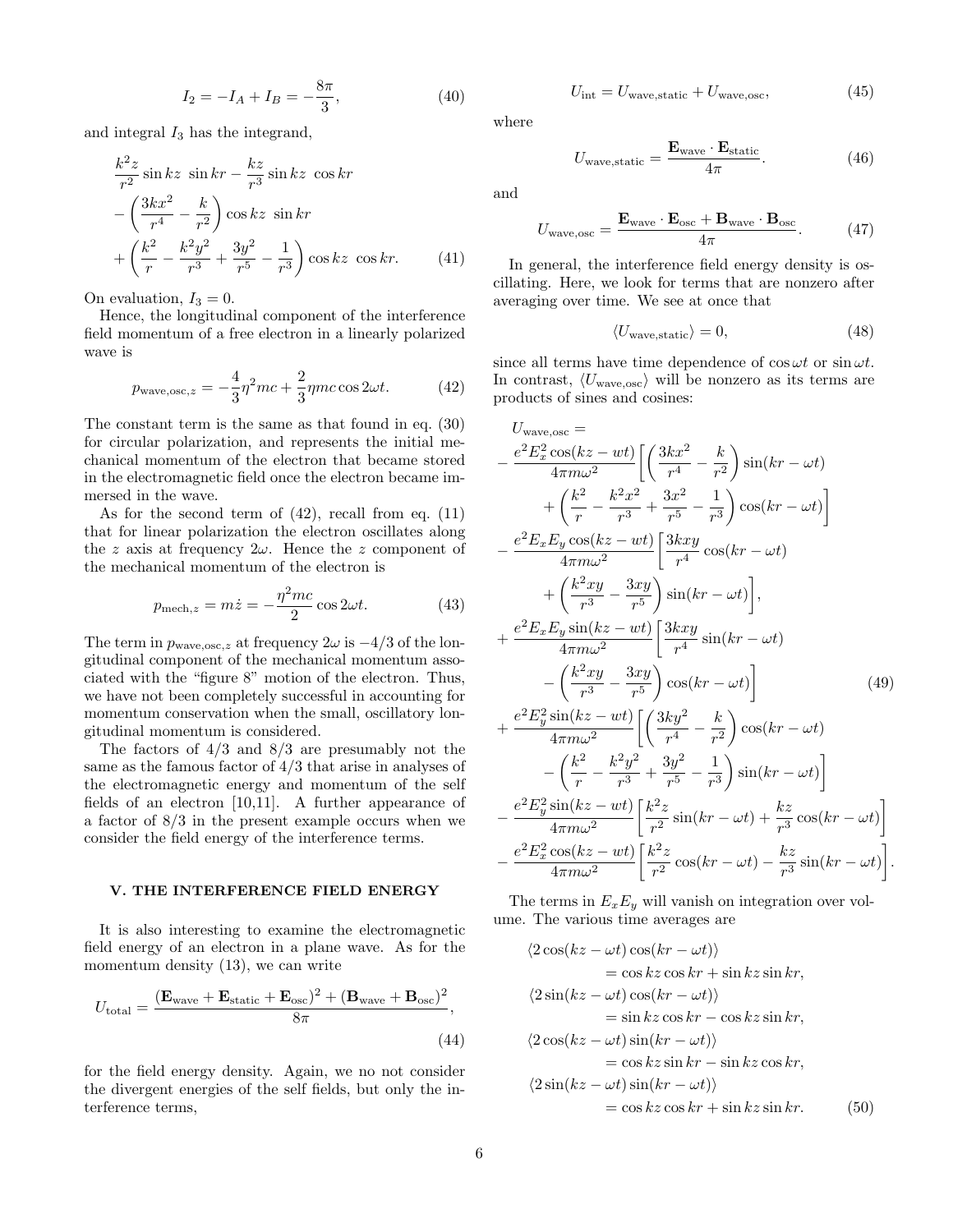$$I_2 = -I_A + I_B = -\frac{8\pi}{3}, \tag{40}$$

and integral $I_3$ has the integrand,

$$\begin{aligned}
&\frac{k^2 z}{r^2}\sin kz\ \sin kr - \frac{kz}{r^3}\sin kz\ \cos kr \\
&-\left(\frac{3kx^2}{r^4} - \frac{k}{r^2}\right)\cos kz\ \sin kr \\
&+\left(\frac{k^2}{r} - \frac{k^2 y^2}{r^3} + \frac{3y^2}{r^5} - \frac{1}{r^3}\right)\cos kz\ \cos kr.
\end{aligned} \tag{41}$$

On evaluation, $I_3 = 0$.

Hence, the longitudinal component of the interference field momentum of a free electron in a linearly polarized wave is

$$p_{\text{wave,osc},z} = -\frac{4}{3}\eta^2 mc + \frac{2}{3}\eta mc\cos 2\omega t. \tag{42}$$

The constant term is the same as that found in eq. (30) for circular polarization, and represents the initial mechanical momentum of the electron that became stored in the electromagnetic field once the electron became immersed in the wave.

As for the second term of (42), recall from eq. (11) that for linear polarization the electron oscillates along the $z$ axis at frequency $2\omega$. Hence the $z$ component of the mechanical momentum of the electron is

$$p_{\text{mech},z} = m\dot{z} = -\frac{\eta^2 mc}{2}\cos 2\omega t. \tag{43}$$

The term in $p_{\text{wave,osc},z}$ at frequency $2\omega$ is $-4/3$ of the longitudinal component of the mechanical momentum associated with the "figure 8" motion of the electron. Thus, we have not been completely successful in accounting for momentum conservation when the small, oscillatory longitudinal momentum is considered.

The factors of 4/3 and 8/3 are presumably not the same as the famous factor of 4/3 that arise in analyses of the electromagnetic energy and momentum of the self fields of an electron [10,11]. A further appearance of a factor of 8/3 in the present example occurs when we consider the field energy of the interference terms.

## V. THE INTERFERENCE FIELD ENERGY

It is also interesting to examine the electromagnetic field energy of an electron in a plane wave. As for the momentum density (13), we can write

$$U_{\text{total}} = \frac{(\mathbf{E}_{\text{wave}} + \mathbf{E}_{\text{static}} + \mathbf{E}_{\text{osc}})^2 + (\mathbf{B}_{\text{wave}} + \mathbf{B}_{\text{osc}})^2}{8\pi}, \tag{44}$$

for the field energy density. Again, we no not consider the divergent energies of the self fields, but only the interference terms,

$$U_{\text{int}} = U_{\text{wave,static}} + U_{\text{wave,osc}}, \tag{45}$$

where

$$U_{\text{wave,static}} = \frac{\mathbf{E}_{\text{wave}} \cdot \mathbf{E}_{\text{static}}}{4\pi}. \tag{46}$$

and

$$U_{\text{wave,osc}} = \frac{\mathbf{E}_{\text{wave}} \cdot \mathbf{E}_{\text{osc}} + \mathbf{B}_{\text{wave}} \cdot \mathbf{B}_{\text{osc}}}{4\pi}. \tag{47}$$

In general, the interference field energy density is oscillating. Here, we look for terms that are nonzero after averaging over time. We see at once that

$$\langle U_{\text{wave,static}} \rangle = 0, \tag{48}$$

since all terms have time dependence of $\cos\omega t$ or $\sin\omega t$. In contrast, $\langle U_{\text{wave,osc}} \rangle$ will be nonzero as its terms are products of sines and cosines:

$$\begin{aligned}
&U_{\text{wave,osc}} = \\
&-\frac{e^2 E_x^2 \cos(kz - wt)}{4\pi m\omega^2}\left[\left(\frac{3kx^2}{r^4} - \frac{k}{r^2}\right)\sin(kr - \omega t)\right. \\
&\qquad\left. + \left(\frac{k^2}{r} - \frac{k^2 x^2}{r^3} + \frac{3x^2}{r^5} - \frac{1}{r^3}\right)\cos(kr - \omega t)\right] \\
&-\frac{e^2 E_x E_y \cos(kz - wt)}{4\pi m\omega^2}\left[\frac{3kxy}{r^4}\cos(kr - \omega t)\right. \\
&\qquad\left. + \left(\frac{k^2 xy}{r^3} - \frac{3xy}{r^5}\right)\sin(kr - \omega t)\right], \\
&+\frac{e^2 E_x E_y \sin(kz - wt)}{4\pi m\omega^2}\left[\frac{3kxy}{r^4}\sin(kr - \omega t)\right. \\
&\qquad\left. - \left(\frac{k^2 xy}{r^3} - \frac{3xy}{r^5}\right)\cos(kr - \omega t)\right] \\
&+\frac{e^2 E_y^2 \sin(kz - wt)}{4\pi m\omega^2}\left[\left(\frac{3ky^2}{r^4} - \frac{k}{r^2}\right)\cos(kr - \omega t)\right. \\
&\qquad\left. - \left(\frac{k^2}{r} - \frac{k^2 y^2}{r^3} + \frac{3y^2}{r^5} - \frac{1}{r^3}\right)\sin(kr - \omega t)\right] \\
&-\frac{e^2 E_y^2 \sin(kz - wt)}{4\pi m\omega^2}\left[\frac{k^2 z}{r^2}\sin(kr - \omega t) + \frac{kz}{r^3}\cos(kr - \omega t)\right] \\
&-\frac{e^2 E_x^2 \cos(kz - wt)}{4\pi m\omega^2}\left[\frac{k^2 z}{r^2}\cos(kr - \omega t) - \frac{kz}{r^3}\sin(kr - \omega t)\right].
\end{aligned} \tag{49}$$

The terms in $E_x E_y$ will vanish on integration over volume. The various time averages are

$$\begin{aligned}
&\langle 2\cos(kz - \omega t)\cos(kr - \omega t)\rangle \\
&\qquad = \cos kz\cos kr + \sin kz\sin kr, \\
&\langle 2\sin(kz - \omega t)\cos(kr - \omega t)\rangle \\
&\qquad = \sin kz\cos kr - \cos kz\sin kr, \\
&\langle 2\cos(kz - \omega t)\sin(kr - \omega t)\rangle \\
&\qquad = \cos kz\sin kr - \sin kz\cos kr, \\
&\langle 2\sin(kz - \omega t)\sin(kr - \omega t)\rangle \\
&\qquad = \cos kz\cos kr + \sin kz\sin kr.
\end{aligned} \tag{50}$$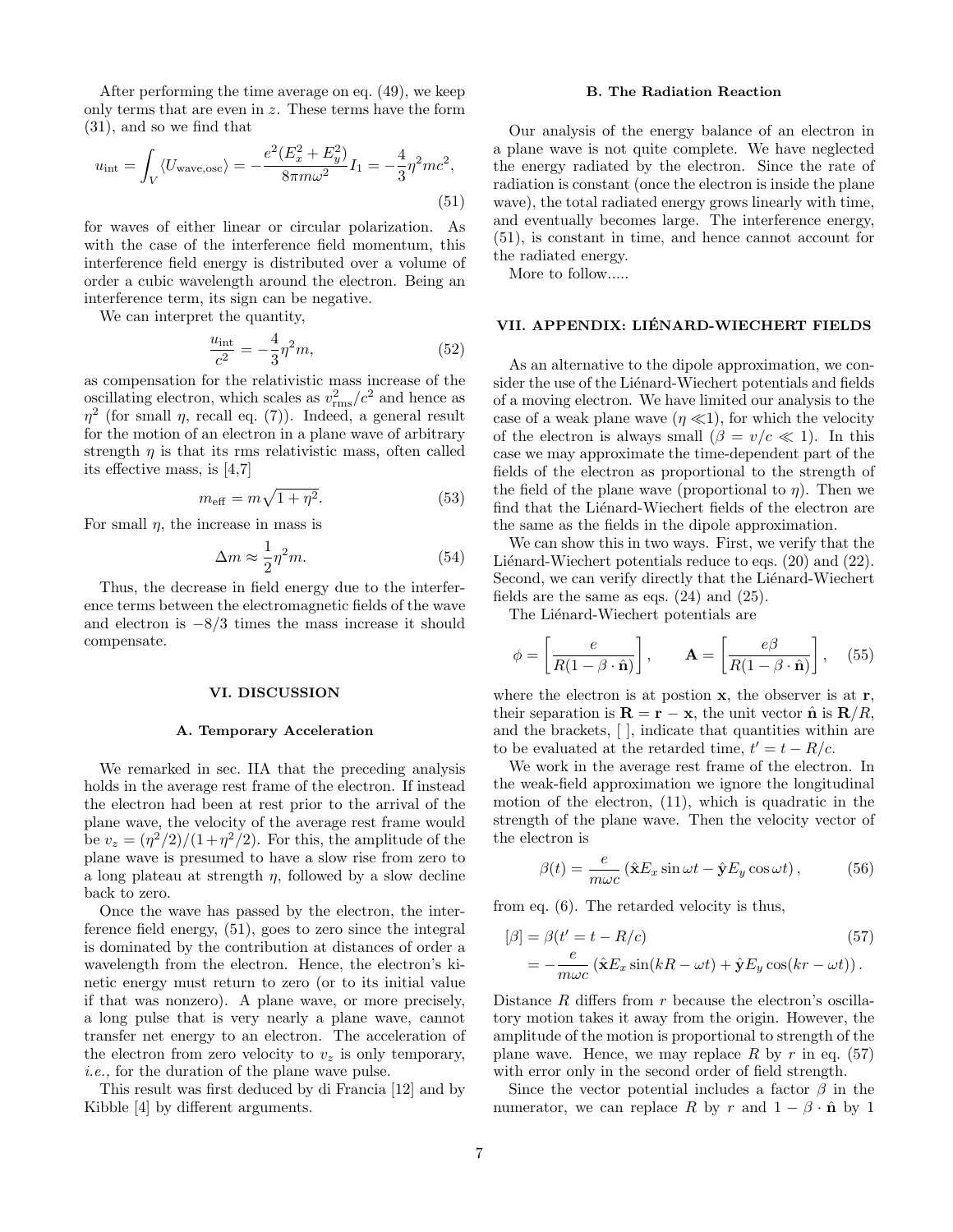After performing the time average on eq. (49), we keep only terms that are even in $z$. These terms have the form (31), and so we find that

$$u_{\rm int} = \int_V \langle U_{\rm wave,osc} \rangle = -\frac{e^2(E_x^2 + E_y^2)}{8\pi m\omega^2} I_1 = -\frac{4}{3}\eta^2 mc^2, \tag{51}$$

for waves of either linear or circular polarization. As with the case of the interference field momentum, this interference field energy is distributed over a volume of order a cubic wavelength around the electron. Being an interference term, its sign can be negative.

We can interpret the quantity,

$$\frac{u_{\rm int}}{c^2} = -\frac{4}{3}\eta^2 m, \tag{52}$$

as compensation for the relativistic mass increase of the oscillating electron, which scales as $v_{\rm rms}^2/c^2$ and hence as $\eta^2$ (for small $\eta$, recall eq. (7)). Indeed, a general result for the motion of an electron in a plane wave of arbitrary strength $\eta$ is that its rms relativistic mass, often called its effective mass, is [4,7]

$$m_{\rm eff} = m\sqrt{1+\eta^2}. \tag{53}$$

For small $\eta$, the increase in mass is

$$\Delta m \approx \frac{1}{2}\eta^2 m. \tag{54}$$

Thus, the decrease in field energy due to the interference terms between the electromagnetic fields of the wave and electron is $-8/3$ times the mass increase it should compensate.

## VI. DISCUSSION

### A. Temporary Acceleration

We remarked in sec. IIA that the preceding analysis holds in the average rest frame of the electron. If instead the electron had been at rest prior to the arrival of the plane wave, the velocity of the average rest frame would be $v_z = (\eta^2/2)/(1+\eta^2/2)$. For this, the amplitude of the plane wave is presumed to have a slow rise from zero to a long plateau at strength $\eta$, followed by a slow decline back to zero.

Once the wave has passed by the electron, the interference field energy, (51), goes to zero since the integral is dominated by the contribution at distances of order a wavelength from the electron. Hence, the electron's kinetic energy must return to zero (or to its initial value if that was nonzero). A plane wave, or more precisely, a long pulse that is very nearly a plane wave, cannot transfer net energy to an electron. The acceleration of the electron from zero velocity to $v_z$ is only temporary, *i.e.,* for the duration of the plane wave pulse.

This result was first deduced by di Francia [12] and by Kibble [4] by different arguments.

### B. The Radiation Reaction

Our analysis of the energy balance of an electron in a plane wave is not quite complete. We have neglected the energy radiated by the electron. Since the rate of radiation is constant (once the electron is inside the plane wave), the total radiated energy grows linearly with time, and eventually becomes large. The interference energy, (51), is constant in time, and hence cannot account for the radiated energy.

More to follow.....

## VII. APPENDIX: LIÉNARD-WIECHERT FIELDS

As an alternative to the dipole approximation, we consider the use of the Liénard-Wiechert potentials and fields of a moving electron. We have limited our analysis to the case of a weak plane wave ($\eta \ll 1$), for which the velocity of the electron is always small ($\beta = v/c \ll 1$). In this case we may approximate the time-dependent part of the fields of the electron as proportional to the strength of the field of the plane wave (proportional to $\eta$). Then we find that the Liénard-Wiechert fields of the electron are the same as the fields in the dipole approximation.

We can show this in two ways. First, we verify that the Liénard-Wiechert potentials reduce to eqs. (20) and (22). Second, we can verify directly that the Liénard-Wiechert fields are the same as eqs. (24) and (25).

The Liénard-Wiechert potentials are

$$\phi = \left[\frac{e}{R(1-\beta\cdot\hat{\mathbf{n}})}\right], \qquad \mathbf{A} = \left[\frac{e\beta}{R(1-\beta\cdot\hat{\mathbf{n}})}\right], \tag{55}$$

where the electron is at postion $\mathbf{x}$, the observer is at $\mathbf{r}$, their separation is $\mathbf{R} = \mathbf{r} - \mathbf{x}$, the unit vector $\hat{\mathbf{n}}$ is $\mathbf{R}/R$, and the brackets, [ ], indicate that quantities within are to be evaluated at the retarded time, $t' = t - R/c$.

We work in the average rest frame of the electron. In the weak-field approximation we ignore the longitudinal motion of the electron, (11), which is quadratic in the strength of the plane wave. Then the velocity vector of the electron is

$$\beta(t) = \frac{e}{m\omega c}\left(\hat{\mathbf{x}}E_x \sin\omega t - \hat{\mathbf{y}}E_y\cos\omega t\right), \tag{56}$$

from eq. (6). The retarded velocity is thus,

$$\begin{aligned}[][\beta] &= \beta(t' = t - R/c) \qquad\qquad (57)\\ &= -\frac{e}{m\omega c}\left(\hat{\mathbf{x}}E_x\sin(kR-\omega t) + \hat{\mathbf{y}}E_y\cos(kr-\omega t)\right).\end{aligned}$$

Distance $R$ differs from $r$ because the electron's oscillatory motion takes it away from the origin. However, the amplitude of the motion is proportional to strength of the plane wave. Hence, we may replace $R$ by $r$ in eq. (57) with error only in the second order of field strength.

Since the vector potential includes a factor $\beta$ in the numerator, we can replace $R$ by $r$ and $1 - \beta\cdot\hat{\mathbf{n}}$ by 1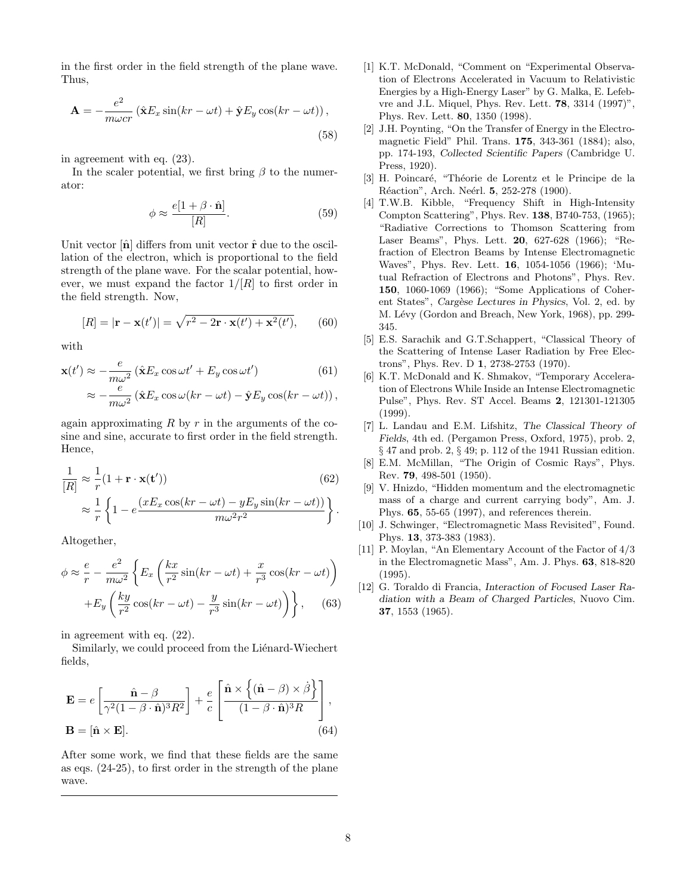in the first order in the field strength of the plane wave. Thus,

$$\mathbf{A} = -\frac{e^2}{m\omega c r}\left(\hat{\mathbf{x}} E_x \sin(kr - \omega t) + \hat{\mathbf{y}} E_y \cos(kr - \omega t)\right), \tag{58}$$

in agreement with eq. (23).

In the scaler potential, we first bring $\beta$ to the numerator:

$$\phi \approx \frac{e[1 + \beta \cdot \hat{\mathbf{n}}]}{[R]}. \tag{59}$$

Unit vector $[\hat{\mathbf{n}}]$ differs from unit vector $\hat{\mathbf{r}}$ due to the oscillation of the electron, which is proportional to the field strength of the plane wave. For the scalar potential, however, we must expand the factor $1/[R]$ to first order in the field strength. Now,

$$[R] = |\mathbf{r} - \mathbf{x}(t')| = \sqrt{r^2 - 2\mathbf{r} \cdot \mathbf{x}(t') + \mathbf{x}^2(t')}, \tag{60}$$

with

$$\begin{aligned}
\mathbf{x}(t') &\approx -\frac{e}{m\omega^2}\left(\hat{\mathbf{x}} E_x \cos \omega t' + E_y \cos \omega t'\right) \qquad (61)\\
&\approx -\frac{e}{m\omega^2}\left(\hat{\mathbf{x}} E_x \cos \omega(kr - \omega t) - \hat{\mathbf{y}} E_y \cos(kr - \omega t)\right),
\end{aligned}$$

again approximating $R$ by $r$ in the arguments of the cosine and sine, accurate to first order in the field strength. Hence,

$$\begin{aligned}
\frac{1}{[R]} &\approx \frac{1}{r}(1 + \mathbf{r} \cdot \mathbf{x}(\mathbf{t'})) \qquad (62)\\
&\approx \frac{1}{r}\left\{1 - e\frac{(x E_x \cos(kr - \omega t) - y E_y \sin(kr - \omega t))}{m\omega^2 r^2}\right\}.
\end{aligned}$$

Altogether,

$$\begin{aligned}
\phi \approx \frac{e}{r} - \frac{e^2}{m\omega^2}&\left\{E_x\left(\frac{kx}{r^2}\sin(kr - \omega t) + \frac{x}{r^3}\cos(kr - \omega t)\right)\right.\\
&\left.+ E_y\left(\frac{ky}{r^2}\cos(kr - \omega t) - \frac{y}{r^3}\sin(kr - \omega t)\right)\right\}, \qquad (63)
\end{aligned}$$

in agreement with eq. (22).

Similarly, we could proceed from the Liénard-Wiechert fields,

$$\begin{aligned}
\mathbf{E} &= e\left[\frac{\hat{\mathbf{n}} - \beta}{\gamma^2(1 - \beta \cdot \hat{\mathbf{n}})^3 R^2}\right] + \frac{e}{c}\left[\frac{\hat{\mathbf{n}} \times \left\{(\hat{\mathbf{n}} - \beta) \times \dot{\beta}\right\}}{(1 - \beta \cdot \hat{\mathbf{n}})^3 R}\right],\\
\mathbf{B} &= [\hat{\mathbf{n}} \times \mathbf{E}]. \qquad (64)
\end{aligned}$$

After some work, we find that these fields are the same as eqs. (24-25), to first order in the strength of the plane wave.

---

[1] K.T. McDonald, "Comment on "Experimental Observation of Electrons Accelerated in Vacuum to Relativistic Energies by a High-Energy Laser" by G. Malka, E. Lefebvre and J.L. Miquel, Phys. Rev. Lett. **78**, 3314 (1997)", Phys. Rev. Lett. **80**, 1350 (1998).

[2] J.H. Poynting, "On the Transfer of Energy in the Electromagnetic Field" Phil. Trans. **175**, 343-361 (1884); also, pp. 174-193, *Collected Scientific Papers* (Cambridge U. Press, 1920).

[3] H. Poincaré, "Théorie de Lorentz et le Principe de la Réaction", Arch. Neérl. **5**, 252-278 (1900).

[4] T.W.B. Kibble, "Frequency Shift in High-Intensity Compton Scattering", Phys. Rev. **138**, B740-753, (1965); "Radiative Corrections to Thomson Scattering from Laser Beams", Phys. Lett. **20**, 627-628 (1966); "Refraction of Electron Beams by Intense Electromagnetic Waves", Phys. Rev. Lett. **16**, 1054-1056 (1966); 'Mutual Refraction of Electrons and Photons", Phys. Rev. **150**, 1060-1069 (1966); "Some Applications of Coherent States", *Cargèse Lectures in Physics*, Vol. 2, ed. by M. Lévy (Gordon and Breach, New York, 1968), pp. 299-345.

[5] E.S. Sarachik and G.T.Schappert, "Classical Theory of the Scattering of Intense Laser Radiation by Free Electrons", Phys. Rev. D **1**, 2738-2753 (1970).

[6] K.T. McDonald and K. Shmakov, "Temporary Acceleration of Electrons While Inside an Intense Electromagnetic Pulse", Phys. Rev. ST Accel. Beams **2**, 121301-121305 (1999).

[7] L. Landau and E.M. Lifshitz, *The Classical Theory of Fields*, 4th ed. (Pergamon Press, Oxford, 1975), prob. 2, § 47 and prob. 2, § 49; p. 112 of the 1941 Russian edition.

[8] E.M. McMillan, "The Origin of Cosmic Rays", Phys. Rev. **79**, 498-501 (1950).

[9] V. Hnizdo, "Hidden momentum and the electromagnetic mass of a charge and current carrying body", Am. J. Phys. **65**, 55-65 (1997), and references therein.

[10] J. Schwinger, "Electromagnetic Mass Revisited", Found. Phys. **13**, 373-383 (1983).

[11] P. Moylan, "An Elementary Account of the Factor of 4/3 in the Electromagnetic Mass", Am. J. Phys. **63**, 818-820 (1995).

[12] G. Toraldo di Francia, *Interaction of Focused Laser Radiation with a Beam of Charged Particles*, Nuovo Cim. **37**, 1553 (1965).